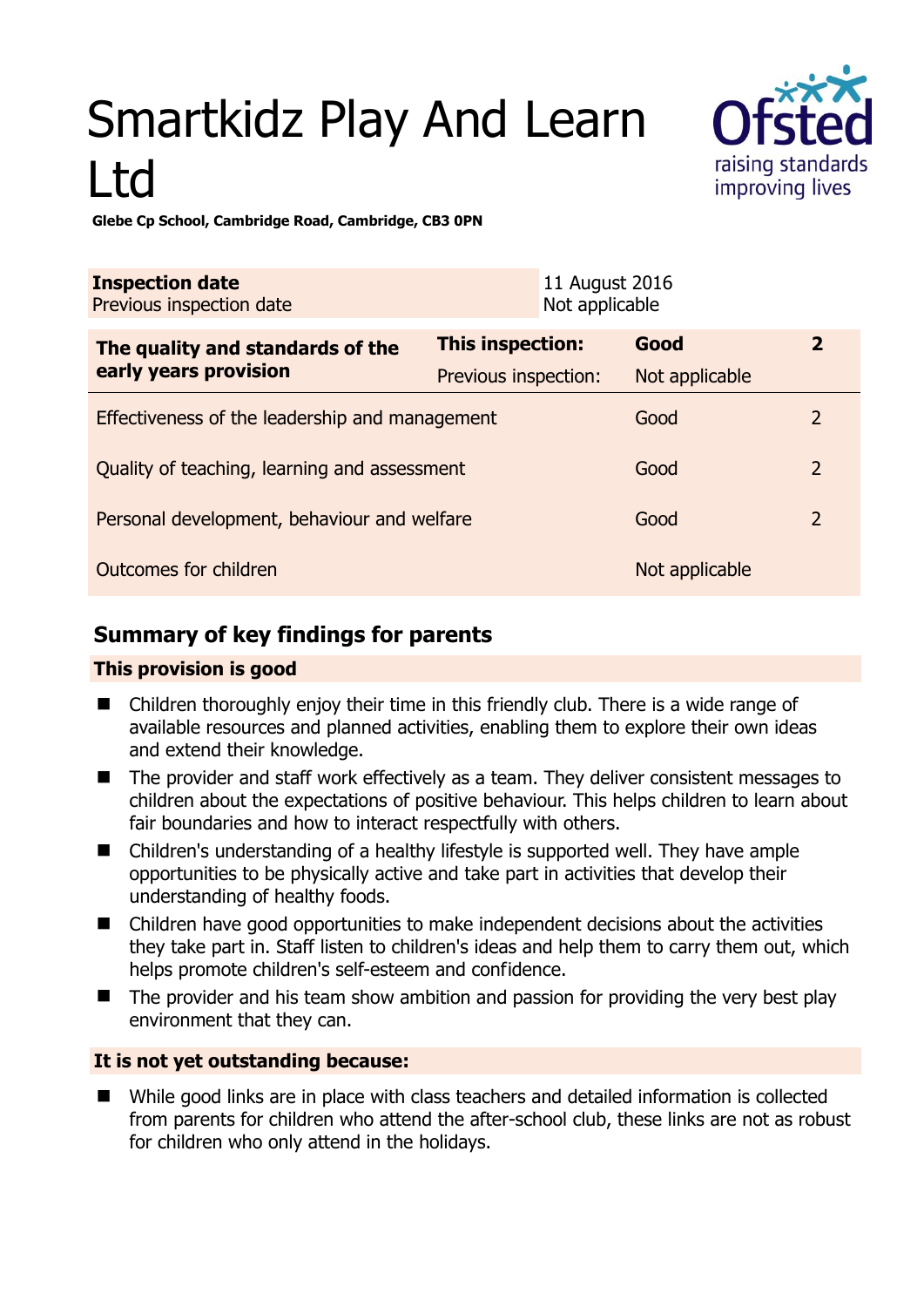# Smartkidz Play And Learn Ltd

**Glebe Cp School, Cambridge Road, Cambridge, CB3 0PN**

| **Inspection date** | 11 August 2016 |
|---|---|
| Previous inspection date | Not applicable |

| **The quality and standards of the early years provision** | **This inspection:** | **Good** | **2** |
|---|---|---|---|
| | Previous inspection: | Not applicable | |
| Effectiveness of the leadership and management | | Good | 2 |
| Quality of teaching, learning and assessment | | Good | 2 |
| Personal development, behaviour and welfare | | Good | 2 |
| Outcomes for children | | Not applicable | |

## Summary of key findings for parents

**This provision is good**

- Children thoroughly enjoy their time in this friendly club. There is a wide range of available resources and planned activities, enabling them to explore their own ideas and extend their knowledge.
- The provider and staff work effectively as a team. They deliver consistent messages to children about the expectations of positive behaviour. This helps children to learn about fair boundaries and how to interact respectfully with others.
- Children's understanding of a healthy lifestyle is supported well. They have ample opportunities to be physically active and take part in activities that develop their understanding of healthy foods.
- Children have good opportunities to make independent decisions about the activities they take part in. Staff listen to children's ideas and help them to carry them out, which helps promote children's self-esteem and confidence.
- The provider and his team show ambition and passion for providing the very best play environment that they can.

**It is not yet outstanding because:**

- While good links are in place with class teachers and detailed information is collected from parents for children who attend the after-school club, these links are not as robust for children who only attend in the holidays.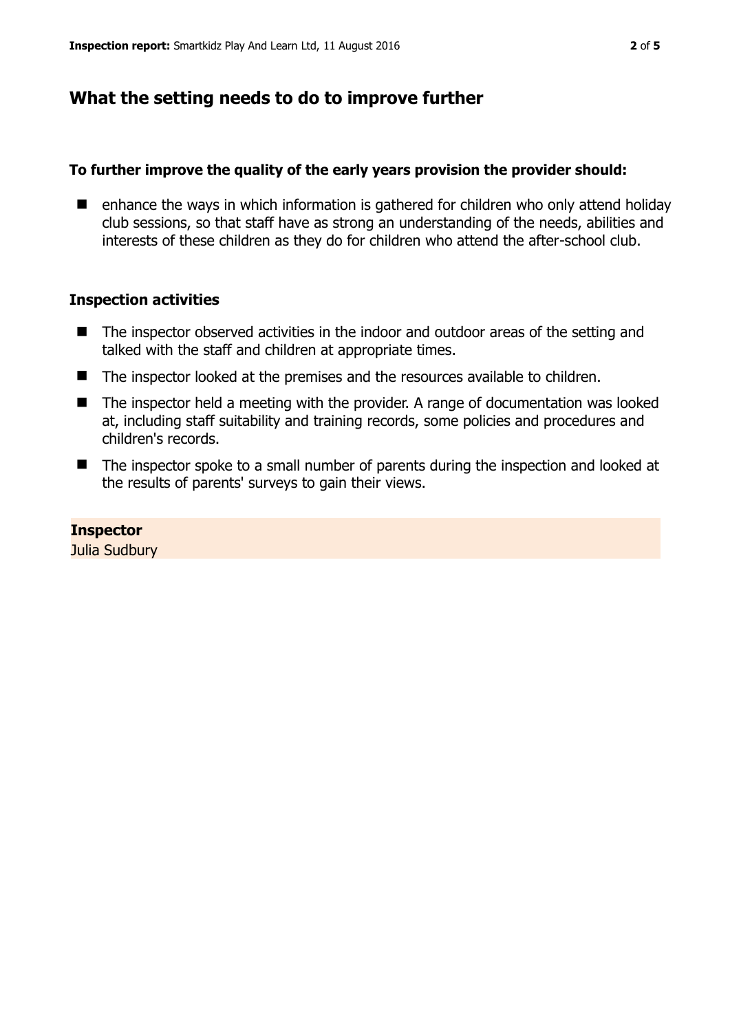## What the setting needs to do to improve further

**To further improve the quality of the early years provision the provider should:**

- enhance the ways in which information is gathered for children who only attend holiday club sessions, so that staff have as strong an understanding of the needs, abilities and interests of these children as they do for children who attend the after-school club.

### Inspection activities

- The inspector observed activities in the indoor and outdoor areas of the setting and talked with the staff and children at appropriate times.
- The inspector looked at the premises and the resources available to children.
- The inspector held a meeting with the provider. A range of documentation was looked at, including staff suitability and training records, some policies and procedures and children's records.
- The inspector spoke to a small number of parents during the inspection and looked at the results of parents' surveys to gain their views.

**Inspector**
Julia Sudbury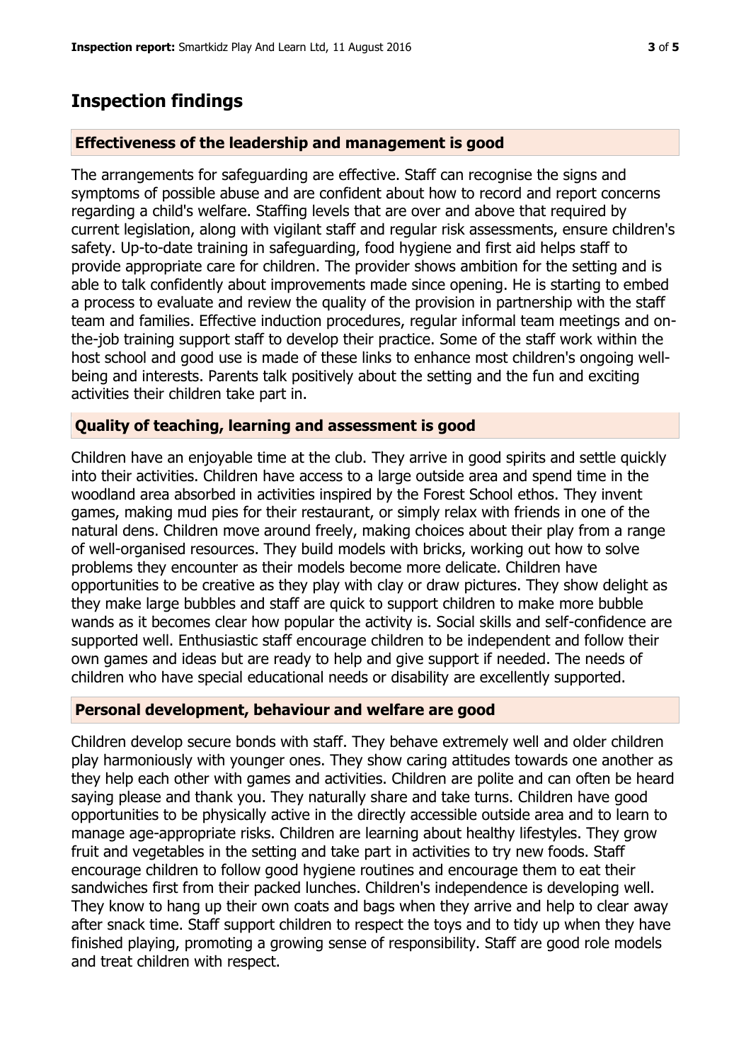# Inspection findings

## Effectiveness of the leadership and management is good

The arrangements for safeguarding are effective. Staff can recognise the signs and symptoms of possible abuse and are confident about how to record and report concerns regarding a child's welfare. Staffing levels that are over and above that required by current legislation, along with vigilant staff and regular risk assessments, ensure children's safety. Up-to-date training in safeguarding, food hygiene and first aid helps staff to provide appropriate care for children. The provider shows ambition for the setting and is able to talk confidently about improvements made since opening. He is starting to embed a process to evaluate and review the quality of the provision in partnership with the staff team and families. Effective induction procedures, regular informal team meetings and on-the-job training support staff to develop their practice. Some of the staff work within the host school and good use is made of these links to enhance most children's ongoing well-being and interests. Parents talk positively about the setting and the fun and exciting activities their children take part in.

## Quality of teaching, learning and assessment is good

Children have an enjoyable time at the club. They arrive in good spirits and settle quickly into their activities. Children have access to a large outside area and spend time in the woodland area absorbed in activities inspired by the Forest School ethos. They invent games, making mud pies for their restaurant, or simply relax with friends in one of the natural dens. Children move around freely, making choices about their play from a range of well-organised resources. They build models with bricks, working out how to solve problems they encounter as their models become more delicate. Children have opportunities to be creative as they play with clay or draw pictures. They show delight as they make large bubbles and staff are quick to support children to make more bubble wands as it becomes clear how popular the activity is. Social skills and self-confidence are supported well. Enthusiastic staff encourage children to be independent and follow their own games and ideas but are ready to help and give support if needed. The needs of children who have special educational needs or disability are excellently supported.

## Personal development, behaviour and welfare are good

Children develop secure bonds with staff. They behave extremely well and older children play harmoniously with younger ones. They show caring attitudes towards one another as they help each other with games and activities. Children are polite and can often be heard saying please and thank you. They naturally share and take turns. Children have good opportunities to be physically active in the directly accessible outside area and to learn to manage age-appropriate risks. Children are learning about healthy lifestyles. They grow fruit and vegetables in the setting and take part in activities to try new foods. Staff encourage children to follow good hygiene routines and encourage them to eat their sandwiches first from their packed lunches. Children's independence is developing well. They know to hang up their own coats and bags when they arrive and help to clear away after snack time. Staff support children to respect the toys and to tidy up when they have finished playing, promoting a growing sense of responsibility. Staff are good role models and treat children with respect.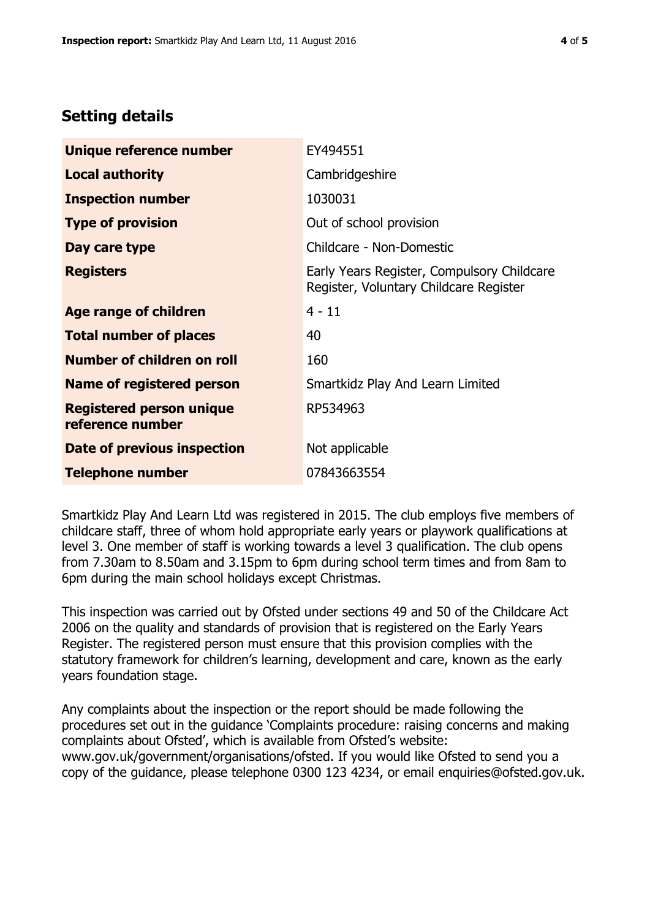## Setting details

| | |
|---|---|
| **Unique reference number** | EY494551 |
| **Local authority** | Cambridgeshire |
| **Inspection number** | 1030031 |
| **Type of provision** | Out of school provision |
| **Day care type** | Childcare - Non-Domestic |
| **Registers** | Early Years Register, Compulsory Childcare Register, Voluntary Childcare Register |
| **Age range of children** | 4 - 11 |
| **Total number of places** | 40 |
| **Number of children on roll** | 160 |
| **Name of registered person** | Smartkidz Play And Learn Limited |
| **Registered person unique reference number** | RP534963 |
| **Date of previous inspection** | Not applicable |
| **Telephone number** | 07843663554 |

Smartkidz Play And Learn Ltd was registered in 2015. The club employs five members of childcare staff, three of whom hold appropriate early years or playwork qualifications at level 3. One member of staff is working towards a level 3 qualification. The club opens from 7.30am to 8.50am and 3.15pm to 6pm during school term times and from 8am to 6pm during the main school holidays except Christmas.

This inspection was carried out by Ofsted under sections 49 and 50 of the Childcare Act 2006 on the quality and standards of provision that is registered on the Early Years Register. The registered person must ensure that this provision complies with the statutory framework for children's learning, development and care, known as the early years foundation stage.

Any complaints about the inspection or the report should be made following the procedures set out in the guidance 'Complaints procedure: raising concerns and making complaints about Ofsted', which is available from Ofsted's website: www.gov.uk/government/organisations/ofsted. If you would like Ofsted to send you a copy of the guidance, please telephone 0300 123 4234, or email enquiries@ofsted.gov.uk.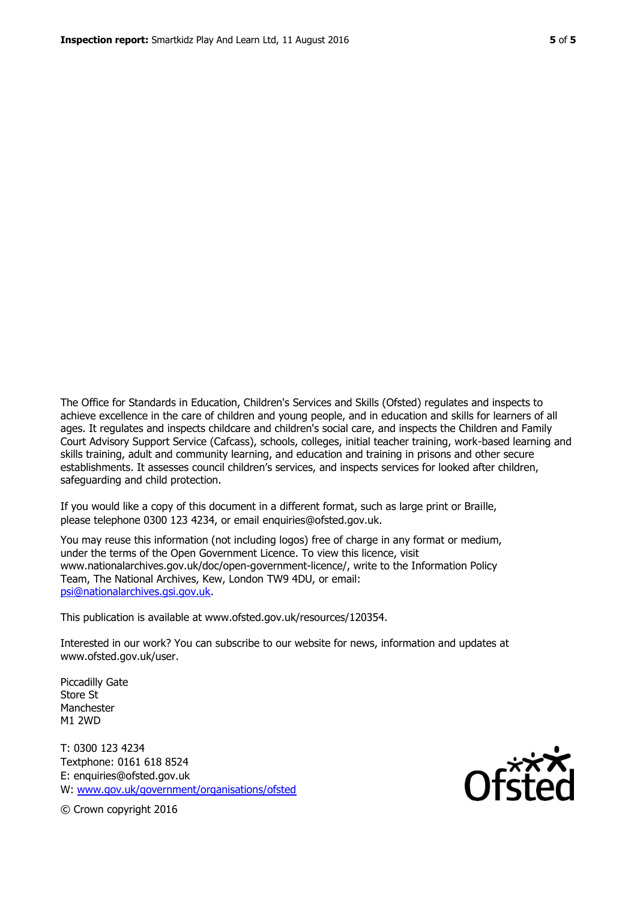The Office for Standards in Education, Children's Services and Skills (Ofsted) regulates and inspects to achieve excellence in the care of children and young people, and in education and skills for learners of all ages. It regulates and inspects childcare and children's social care, and inspects the Children and Family Court Advisory Support Service (Cafcass), schools, colleges, initial teacher training, work-based learning and skills training, adult and community learning, and education and training in prisons and other secure establishments. It assesses council children's services, and inspects services for looked after children, safeguarding and child protection.

If you would like a copy of this document in a different format, such as large print or Braille, please telephone 0300 123 4234, or email enquiries@ofsted.gov.uk.

You may reuse this information (not including logos) free of charge in any format or medium, under the terms of the Open Government Licence. To view this licence, visit www.nationalarchives.gov.uk/doc/open-government-licence/, write to the Information Policy Team, The National Archives, Kew, London TW9 4DU, or email: psi@nationalarchives.gsi.gov.uk.

This publication is available at www.ofsted.gov.uk/resources/120354.

Interested in our work? You can subscribe to our website for news, information and updates at www.ofsted.gov.uk/user.

Piccadilly Gate
Store St
Manchester
M1 2WD

T: 0300 123 4234
Textphone: 0161 618 8524
E: enquiries@ofsted.gov.uk
W: www.gov.uk/government/organisations/ofsted

Ofsted

© Crown copyright 2016